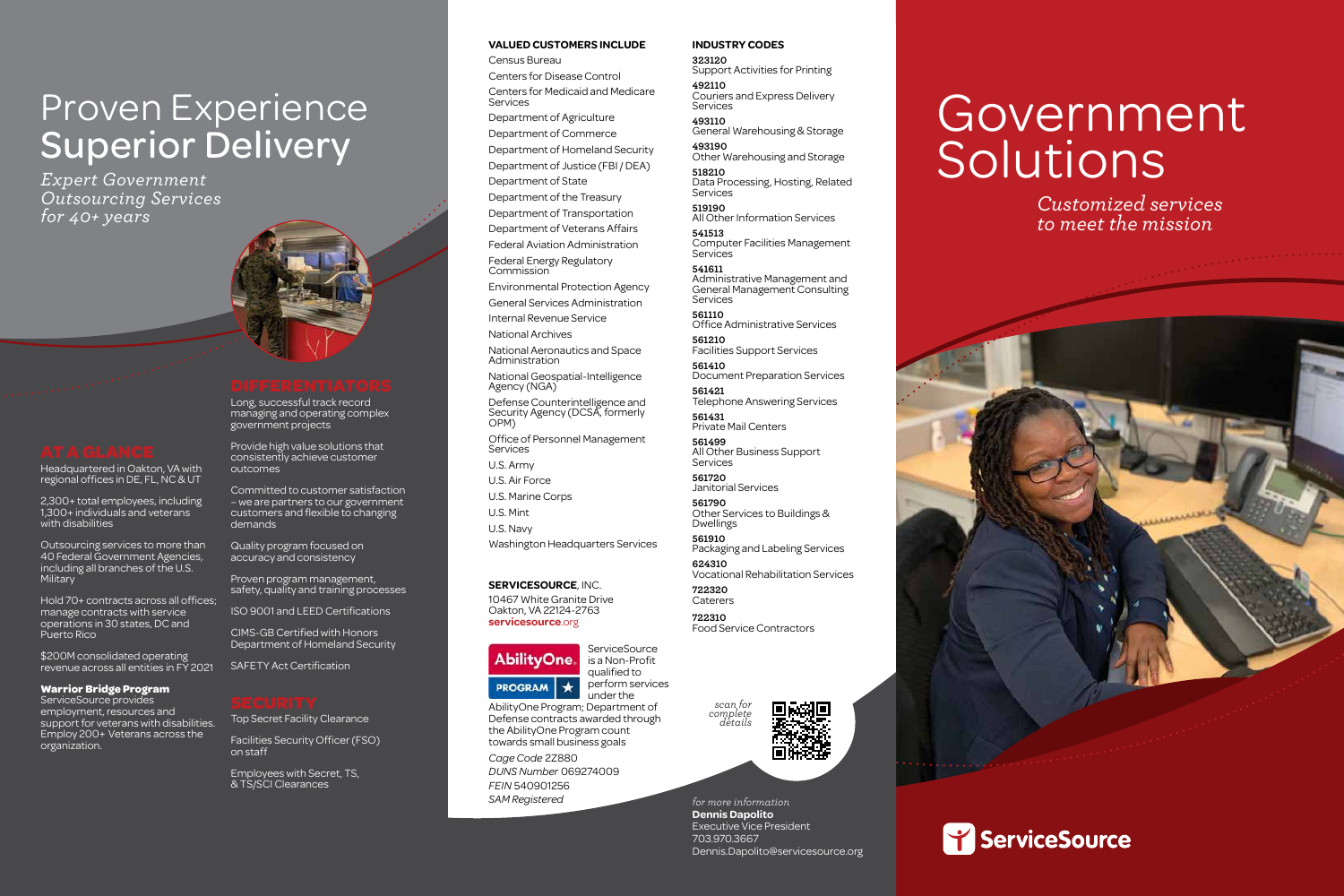# Proven Experience Superior Delivery

*Expert Government Outsourcing Services for 40+ years*

## AT A GLANCE

Headquartered in Oakton, VA with regional offices in DE, FL, NC & UT

2,300+ total employees, including 1,300+ individuals and veterans with disabilities

Outsourcing services to more than 40 Federal Government Agencies, including all branches of the U.S. Military

Hold 70+ contracts across all offices; manage contracts with service operations in 30 states, DC and Puerto Rico

$200M consolidated operating revenue across all entities in FY 2021

**Warrior Bridge Program**
ServiceSource provides employment, resources and support for veterans with disabilities. Employ 200+ Veterans across the organization.

## DIFFERENTIATORS

Long, successful track record managing and operating complex government projects

Provide high value solutions that consistently achieve customer outcomes

Committed to customer satisfaction – we are partners to our government customers and flexible to changing demands

Quality program focused on accuracy and consistency

Proven program management, safety, quality and training processes

ISO 9001 and LEED Certifications

CIMS-GB Certified with Honors Department of Homeland Security

SAFETY Act Certification

## SECURITY

Top Secret Facility Clearance

Facilities Security Officer (FSO) on staff

Employees with Secret, TS, & TS/SCI Clearances

## VALUED CUSTOMERS INCLUDE

- Census Bureau
- Centers for Disease Control
- Centers for Medicaid and Medicare Services
- Department of Agriculture
- Department of Commerce
- Department of Homeland Security
- Department of Justice (FBI / DEA)
- Department of State
- Department of the Treasury
- Department of Transportation
- Department of Veterans Affairs
- Federal Aviation Administration
- Federal Energy Regulatory Commission
- Environmental Protection Agency
- General Services Administration
- Internal Revenue Service
- National Archives
- National Aeronautics and Space Administration
- National Geospatial-Intelligence Agency (NGA)
- Defense Counterintelligence and Security Agency (DCSA, formerly OPM)
- Office of Personnel Management Services
- U.S. Army
- U.S. Air Force
- U.S. Marine Corps
- U.S. Mint
- U.S. Navy
- Washington Headquarters Services

**SERVICESOURCE**, INC.
10467 White Granite Drive
Oakton, VA 22124-2763
**servicesource**.org

AbilityOne PROGRAM

ServiceSource is a Non-Profit qualified to perform services under the AbilityOne Program; Department of Defense contracts awarded through the AbilityOne Program count towards small business goals

*Cage Code* 2Z880
*DUNS Number* 069274009
*FEIN* 540901256
*SAM Registered*

## INDUSTRY CODES

**323120**
Support Activities for Printing

**492110**
Couriers and Express Delivery Services

**493110**
General Warehousing & Storage

**493190**
Other Warehousing and Storage

**518210**
Data Processing, Hosting, Related Services

**519190**
All Other Information Services

**541513**
Computer Facilities Management Services

**541611**
Administrative Management and General Management Consulting Services

**561110**
Office Administrative Services

**561210**
Facilities Support Services

**561410**
Document Preparation Services

**561421**
Telephone Answering Services

**561431**
Private Mail Centers

**561499**
All Other Business Support Services

**561720**
Janitorial Services

**561790**
Other Services to Buildings & Dwellings

**561910**
Packaging and Labeling Services

**624310**
Vocational Rehabilitation Services

**722320**
Caterers

**722310**
Food Service Contractors

*scan for complete details*

*for more information*
**Dennis Dapolito**
Executive Vice President
703.970.3667
Dennis.Dapolito@servicesource.org

# Government Solutions

*Customized services to meet the mission*

ServiceSource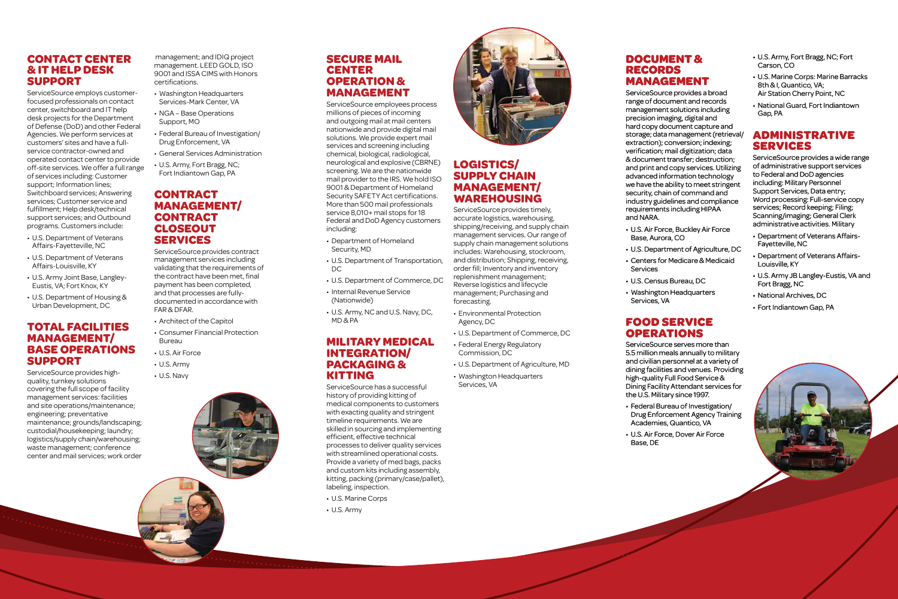## CONTACT CENTER & IT HELP DESK SUPPORT

ServiceSource employs customer-focused professionals on contact center, switchboard and IT help desk projects for the Department of Defense (DoD) and other Federal Agencies. We perform services at customers' sites and have a full-service contractor-owned and operated contact center to provide off-site services. We offer a full range of services including: Customer support; Information lines; Switchboard services; Answering services; Customer service and fulfillment; Help desk/technical support services; and Outbound programs. Customers include:

- U.S. Department of Veterans Affairs-Fayetteville, NC
- U.S. Department of Veterans Affairs-Louisville, KY
- U.S. Army Joint Base, Langley-Eustis, VA; Fort Knox, KY
- U.S. Department of Housing & Urban Development, DC

## TOTAL FACILITIES MANAGEMENT/ BASE OPERATIONS SUPPORT

ServiceSource provides high-quality, turnkey solutions covering the full scope of facility management services: facilities and site operations/maintenance; engineering; preventative maintenance; grounds/landscaping; custodial/housekeeping; laundry; logistics/supply chain/warehousing; waste management; conference center and mail services; work order management; and IDIQ project management. LEED GOLD, ISO 9001 and ISSA CIMS with Honors certifications.

- Washington Headquarters Services-Mark Center, VA
- NGA – Base Operations Support, MO
- Federal Bureau of Investigation/ Drug Enforcement, VA
- General Services Administration
- U.S. Army, Fort Bragg, NC; Fort Indiantown Gap, PA

## CONTRACT MANAGEMENT/ CONTRACT CLOSEOUT SERVICES

ServiceSource provides contract management services including validating that the requirements of the contract have been met, final payment has been completed, and that processes are fully-documented in accordance with FAR & DFAR.

- Architect of the Capitol
- Consumer Financial Protection Bureau
- U.S. Air Force
- U.S. Army
- U.S. Navy

## SECURE MAIL CENTER OPERATION & MANAGEMENT

ServiceSource employees process millions of pieces of incoming and outgoing mail at mail centers nationwide and provide digital mail solutions. We provide expert mail services and screening including chemical, biological, radiological, neurological and explosive (CBRNE) screening. We are the nationwide mail provider to the IRS. We hold ISO 9001 & Department of Homeland Security SAFETY Act certifications. More than 500 mail professionals service 8,010+ mail stops for 18 Federal and DoD Agency customers including:

- Department of Homeland Security, MD
- U.S. Department of Transportation, DC
- U.S. Department of Commerce, DC
- Internal Revenue Service (Nationwide)
- U.S. Army, NC and U.S. Navy, DC, MD & PA

## MILITARY MEDICAL INTEGRATION/ PACKAGING & KITTING

ServiceSource has a successful history of providing kitting of medical components to customers with exacting quality and stringent timeline requirements. We are skilled in sourcing and implementing efficient, effective technical processes to deliver quality services with streamlined operational costs. Provide a variety of med bags, packs and custom kits including assembly, kitting, packing (primary/case/pallet), labeling, inspection.

- U.S. Marine Corps
- U.S. Army

## LOGISTICS/ SUPPLY CHAIN MANAGEMENT/ WAREHOUSING

ServiceSource provides timely, accurate logistics, warehousing, shipping/receiving, and supply chain management services. Our range of supply chain management solutions includes: Warehousing, stockroom, and distribution; Shipping, receiving, order fill; Inventory and inventory replenishment management; Reverse logistics and lifecycle management; Purchasing and forecasting.

- Environmental Protection Agency, DC
- U.S. Department of Commerce, DC
- Federal Energy Regulatory Commission, DC
- U.S. Department of Agriculture, MD
- Washington Headquarters Services, VA

## DOCUMENT & RECORDS MANAGEMENT

ServiceSource provides a broad range of document and records management solutions including precision imaging, digital and hard copy document capture and storage; data management (retrieval/ extraction); conversion; indexing; verification; mail digitization; data & document transfer; destruction; and print and copy services. Utilizing advanced information technology we have the ability to meet stringent security, chain of command and industry guidelines and compliance requirements including HIPAA and NARA.

- U.S. Air Force, Buckley Air Force Base, Aurora, CO
- U.S. Department of Agriculture, DC
- Centers for Medicare & Medicaid Services
- U.S. Census Bureau, DC
- Washington Headquarters Services, VA

## FOOD SERVICE OPERATIONS

ServiceSource serves more than 5.5 million meals annually to military and civilian personnel at a variety of dining facilities and venues. Providing high-quality Full Food Service & Dining Facility Attendant services for the U.S. Military since 1997.

- Federal Bureau of Investigation/ Drug Enforcement Agency Training Academies, Quantico, VA
- U.S. Air Force, Dover Air Force Base, DE
- U.S. Army, Fort Bragg, NC; Fort Carson, CO
- U.S. Marine Corps: Marine Barracks 8th & I, Quantico, VA; Air Station Cherry Point, NC
- National Guard, Fort Indiantown Gap, PA

## ADMINISTRATIVE SERVICES

ServiceSource provides a wide range of administrative support services to Federal and DoD agencies including: Military Personnel Support Services, Data entry; Word processing: Full-service copy services; Record keeping; Filing; Scanning/imaging; General Clerk administrative activities. Military

- Department of Veterans Affairs-Fayetteville, NC
- Department of Veterans Affairs-Louisville, KY
- U.S. Army JB Langley-Eustis, VA and Fort Bragg, NC
- National Archives, DC
- Fort Indiantown Gap, PA